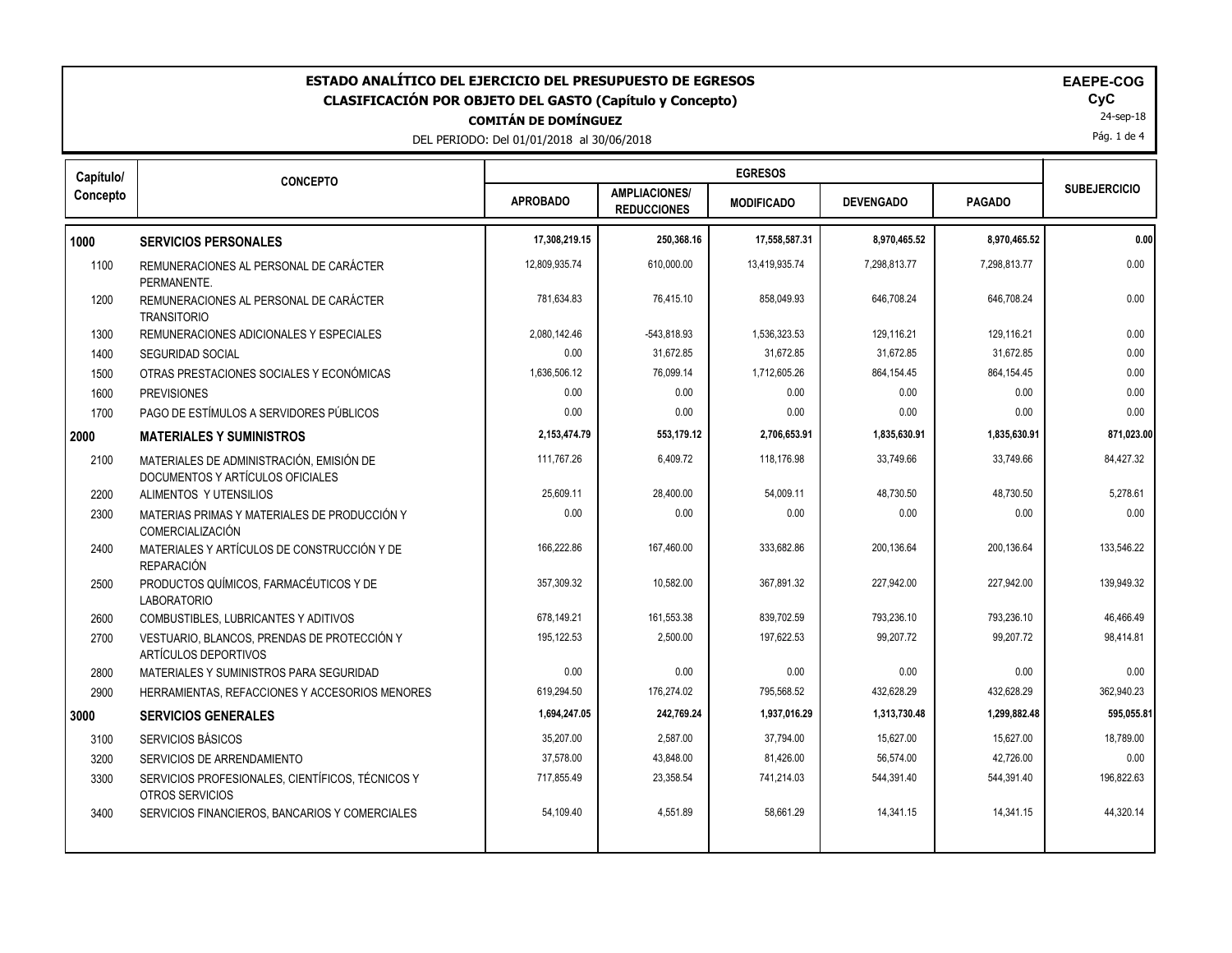# ESTADO ANALÍTICO DEL EJERCICIO DEL PRESUPUESTO DE EGRESOS

## CLASIFICACIÓN POR OBJETO DEL GASTO (Capítulo y Concepto)

**COMITÁN DE DOMÍNGUEZ**

DEL PERIODO: Del 01/01/2018 al 30/06/2018

**EAEPE-COG**
**CyC**
24-sep-18

| Capítulo/ Concepto | CONCEPTO | EGRESOS | | | | | SUBEJERCICIO |
|---|---|---|---|---|---|---|---|
| | | APROBADO | AMPLIACIONES/ REDUCCIONES | MODIFICADO | DEVENGADO | PAGADO | |
| **1000** | **SERVICIOS PERSONALES** | **17,308,219.15** | **250,368.16** | **17,558,587.31** | **8,970,465.52** | **8,970,465.52** | **0.00** |
| 1100 | REMUNERACIONES AL PERSONAL DE CARÁCTER PERMANENTE. | 12,809,935.74 | 610,000.00 | 13,419,935.74 | 7,298,813.77 | 7,298,813.77 | 0.00 |
| 1200 | REMUNERACIONES AL PERSONAL DE CARÁCTER TRANSITORIO | 781,634.83 | 76,415.10 | 858,049.93 | 646,708.24 | 646,708.24 | 0.00 |
| 1300 | REMUNERACIONES ADICIONALES Y ESPECIALES | 2,080,142.46 | -543,818.93 | 1,536,323.53 | 129,116.21 | 129,116.21 | 0.00 |
| 1400 | SEGURIDAD SOCIAL | 0.00 | 31,672.85 | 31,672.85 | 31,672.85 | 31,672.85 | 0.00 |
| 1500 | OTRAS PRESTACIONES SOCIALES Y ECONÓMICAS | 1,636,506.12 | 76,099.14 | 1,712,605.26 | 864,154.45 | 864,154.45 | 0.00 |
| 1600 | PREVISIONES | 0.00 | 0.00 | 0.00 | 0.00 | 0.00 | 0.00 |
| 1700 | PAGO DE ESTÍMULOS A SERVIDORES PÚBLICOS | 0.00 | 0.00 | 0.00 | 0.00 | 0.00 | 0.00 |
| **2000** | **MATERIALES Y SUMINISTROS** | **2,153,474.79** | **553,179.12** | **2,706,653.91** | **1,835,630.91** | **1,835,630.91** | **871,023.00** |
| 2100 | MATERIALES DE ADMINISTRACIÓN, EMISIÓN DE DOCUMENTOS Y ARTÍCULOS OFICIALES | 111,767.26 | 6,409.72 | 118,176.98 | 33,749.66 | 33,749.66 | 84,427.32 |
| 2200 | ALIMENTOS Y UTENSILIOS | 25,609.11 | 28,400.00 | 54,009.11 | 48,730.50 | 48,730.50 | 5,278.61 |
| 2300 | MATERIAS PRIMAS Y MATERIALES DE PRODUCCIÓN Y COMERCIALIZACIÓN | 0.00 | 0.00 | 0.00 | 0.00 | 0.00 | 0.00 |
| 2400 | MATERIALES Y ARTÍCULOS DE CONSTRUCCIÓN Y DE REPARACIÓN | 166,222.86 | 167,460.00 | 333,682.86 | 200,136.64 | 200,136.64 | 133,546.22 |
| 2500 | PRODUCTOS QUÍMICOS, FARMACÉUTICOS Y DE LABORATORIO | 357,309.32 | 10,582.00 | 367,891.32 | 227,942.00 | 227,942.00 | 139,949.32 |
| 2600 | COMBUSTIBLES, LUBRICANTES Y ADITIVOS | 678,149.21 | 161,553.38 | 839,702.59 | 793,236.10 | 793,236.10 | 46,466.49 |
| 2700 | VESTUARIO, BLANCOS, PRENDAS DE PROTECCIÓN Y ARTÍCULOS DEPORTIVOS | 195,122.53 | 2,500.00 | 197,622.53 | 99,207.72 | 99,207.72 | 98,414.81 |
| 2800 | MATERIALES Y SUMINISTROS PARA SEGURIDAD | 0.00 | 0.00 | 0.00 | 0.00 | 0.00 | 0.00 |
| 2900 | HERRAMIENTAS, REFACCIONES Y ACCESORIOS MENORES | 619,294.50 | 176,274.02 | 795,568.52 | 432,628.29 | 432,628.29 | 362,940.23 |
| **3000** | **SERVICIOS GENERALES** | **1,694,247.05** | **242,769.24** | **1,937,016.29** | **1,313,730.48** | **1,299,882.48** | **595,055.81** |
| 3100 | SERVICIOS BÁSICOS | 35,207.00 | 2,587.00 | 37,794.00 | 15,627.00 | 15,627.00 | 18,789.00 |
| 3200 | SERVICIOS DE ARRENDAMIENTO | 37,578.00 | 43,848.00 | 81,426.00 | 56,574.00 | 42,726.00 | 0.00 |
| 3300 | SERVICIOS PROFESIONALES, CIENTÍFICOS, TÉCNICOS Y OTROS SERVICIOS | 717,855.49 | 23,358.54 | 741,214.03 | 544,391.40 | 544,391.40 | 196,822.63 |
| 3400 | SERVICIOS FINANCIEROS, BANCARIOS Y COMERCIALES | 54,109.40 | 4,551.89 | 58,661.29 | 14,341.15 | 14,341.15 | 44,320.14 |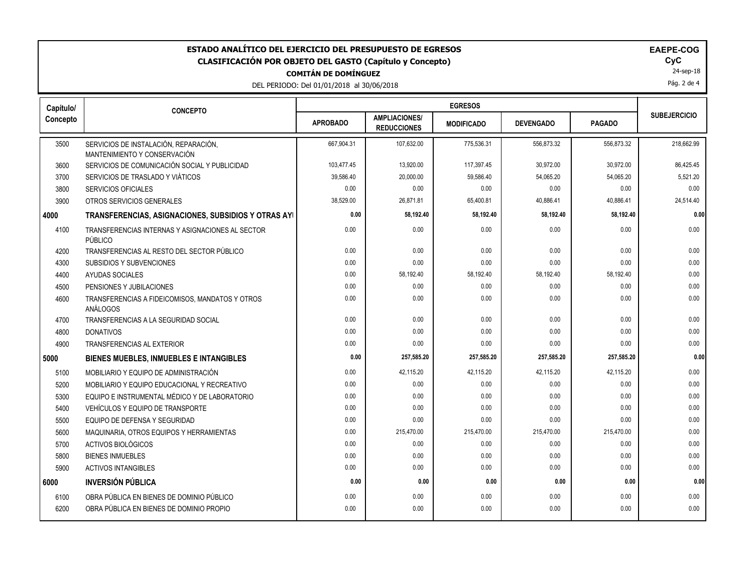# ESTADO ANALÍTICO DEL EJERCICIO DEL PRESUPUESTO DE EGRESOS

## CLASIFICACIÓN POR OBJETO DEL GASTO (Capítulo y Concepto)

**COMITÁN DE DOMÍNGUEZ**

DEL PERIODO: Del 01/01/2018 al 30/06/2018

**EAEPE-COG**
**CyC**
24-sep-18

| Capítulo/ Concepto | CONCEPTO | EGRESOS | | | | | SUBEJERCICIO |
|---|---|---|---|---|---|---|---|
| | | APROBADO | AMPLIACIONES/ REDUCCIONES | MODIFICADO | DEVENGADO | PAGADO | |
| 3500 | SERVICIOS DE INSTALACIÓN, REPARACIÓN, MANTENIMIENTO Y CONSERVACIÓN | 667,904.31 | 107,632.00 | 775,536.31 | 556,873.32 | 556,873.32 | 218,662.99 |
| 3600 | SERVICIOS DE COMUNICACIÓN SOCIAL Y PUBLICIDAD | 103,477.45 | 13,920.00 | 117,397.45 | 30,972.00 | 30,972.00 | 86,425.45 |
| 3700 | SERVICIOS DE TRASLADO Y VIÁTICOS | 39,586.40 | 20,000.00 | 59,586.40 | 54,065.20 | 54,065.20 | 5,521.20 |
| 3800 | SERVICIOS OFICIALES | 0.00 | 0.00 | 0.00 | 0.00 | 0.00 | 0.00 |
| 3900 | OTROS SERVICIOS GENERALES | 38,529.00 | 26,871.81 | 65,400.81 | 40,886.41 | 40,886.41 | 24,514.40 |
| **4000** | **TRANSFERENCIAS, ASIGNACIONES, SUBSIDIOS Y OTRAS AY** | **0.00** | **58,192.40** | **58,192.40** | **58,192.40** | **58,192.40** | **0.00** |
| 4100 | TRANSFERENCIAS INTERNAS Y ASIGNACIONES AL SECTOR PÚBLICO | 0.00 | 0.00 | 0.00 | 0.00 | 0.00 | 0.00 |
| 4200 | TRANSFERENCIAS AL RESTO DEL SECTOR PÚBLICO | 0.00 | 0.00 | 0.00 | 0.00 | 0.00 | 0.00 |
| 4300 | SUBSIDIOS Y SUBVENCIONES | 0.00 | 0.00 | 0.00 | 0.00 | 0.00 | 0.00 |
| 4400 | AYUDAS SOCIALES | 0.00 | 58,192.40 | 58,192.40 | 58,192.40 | 58,192.40 | 0.00 |
| 4500 | PENSIONES Y JUBILACIONES | 0.00 | 0.00 | 0.00 | 0.00 | 0.00 | 0.00 |
| 4600 | TRANSFERENCIAS A FIDEICOMISOS, MANDATOS Y OTROS ANÁLOGOS | 0.00 | 0.00 | 0.00 | 0.00 | 0.00 | 0.00 |
| 4700 | TRANSFERENCIAS A LA SEGURIDAD SOCIAL | 0.00 | 0.00 | 0.00 | 0.00 | 0.00 | 0.00 |
| 4800 | DONATIVOS | 0.00 | 0.00 | 0.00 | 0.00 | 0.00 | 0.00 |
| 4900 | TRANSFERENCIAS AL EXTERIOR | 0.00 | 0.00 | 0.00 | 0.00 | 0.00 | 0.00 |
| **5000** | **BIENES MUEBLES, INMUEBLES E INTANGIBLES** | **0.00** | **257,585.20** | **257,585.20** | **257,585.20** | **257,585.20** | **0.00** |
| 5100 | MOBILIARIO Y EQUIPO DE ADMINISTRACIÓN | 0.00 | 42,115.20 | 42,115.20 | 42,115.20 | 42,115.20 | 0.00 |
| 5200 | MOBILIARIO Y EQUIPO EDUCACIONAL Y RECREATIVO | 0.00 | 0.00 | 0.00 | 0.00 | 0.00 | 0.00 |
| 5300 | EQUIPO E INSTRUMENTAL MÉDICO Y DE LABORATORIO | 0.00 | 0.00 | 0.00 | 0.00 | 0.00 | 0.00 |
| 5400 | VEHÍCULOS Y EQUIPO DE TRANSPORTE | 0.00 | 0.00 | 0.00 | 0.00 | 0.00 | 0.00 |
| 5500 | EQUIPO DE DEFENSA Y SEGURIDAD | 0.00 | 0.00 | 0.00 | 0.00 | 0.00 | 0.00 |
| 5600 | MAQUINARIA, OTROS EQUIPOS Y HERRAMIENTAS | 0.00 | 215,470.00 | 215,470.00 | 215,470.00 | 215,470.00 | 0.00 |
| 5700 | ACTIVOS BIOLÓGICOS | 0.00 | 0.00 | 0.00 | 0.00 | 0.00 | 0.00 |
| 5800 | BIENES INMUEBLES | 0.00 | 0.00 | 0.00 | 0.00 | 0.00 | 0.00 |
| 5900 | ACTIVOS INTANGIBLES | 0.00 | 0.00 | 0.00 | 0.00 | 0.00 | 0.00 |
| **6000** | **INVERSIÓN PÚBLICA** | **0.00** | **0.00** | **0.00** | **0.00** | **0.00** | **0.00** |
| 6100 | OBRA PÚBLICA EN BIENES DE DOMINIO PÚBLICO | 0.00 | 0.00 | 0.00 | 0.00 | 0.00 | 0.00 |
| 6200 | OBRA PÚBLICA EN BIENES DE DOMINIO PROPIO | 0.00 | 0.00 | 0.00 | 0.00 | 0.00 | 0.00 |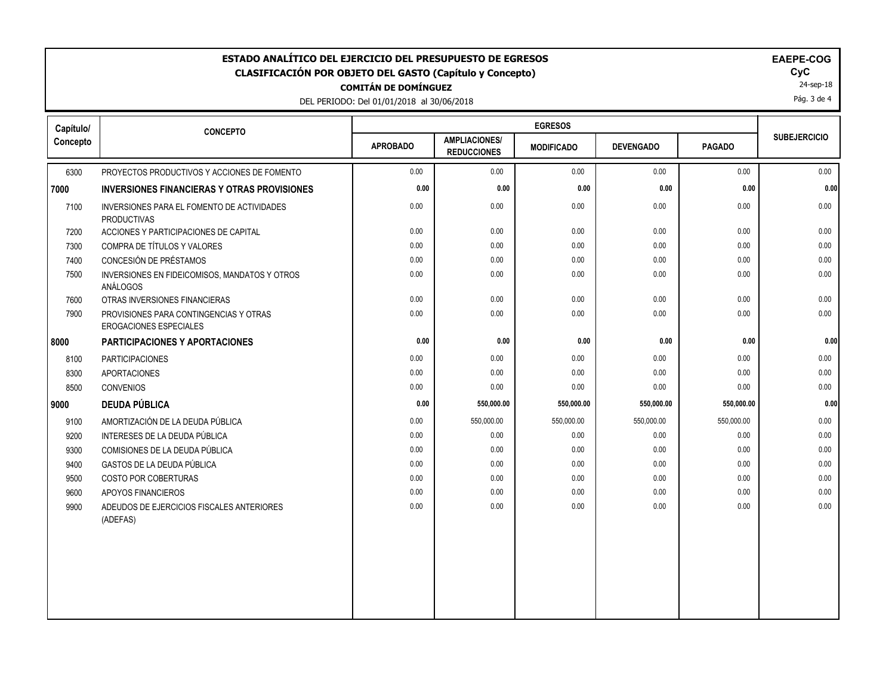# ESTADO ANALÍTICO DEL EJERCICIO DEL PRESUPUESTO DE EGRESOS
## CLASIFICACIÓN POR OBJETO DEL GASTO (Capítulo y Concepto)
### COMITÁN DE DOMÍNGUEZ

DEL PERIODO: Del 01/01/2018 al 30/06/2018

**EAEPE-COG**
**CyC**
24-sep-18

| Capítulo/ Concepto | CONCEPTO | EGRESOS | | | | | SUBEJERCICIO |
|---|---|---|---|---|---|---|---|
| | | APROBADO | AMPLIACIONES/ REDUCCIONES | MODIFICADO | DEVENGADO | PAGADO | |
| 6300 | PROYECTOS PRODUCTIVOS Y ACCIONES DE FOMENTO | 0.00 | 0.00 | 0.00 | 0.00 | 0.00 | 0.00 |
| **7000** | **INVERSIONES FINANCIERAS Y OTRAS PROVISIONES** | **0.00** | **0.00** | **0.00** | **0.00** | **0.00** | **0.00** |
| 7100 | INVERSIONES PARA EL FOMENTO DE ACTIVIDADES PRODUCTIVAS | 0.00 | 0.00 | 0.00 | 0.00 | 0.00 | 0.00 |
| 7200 | ACCIONES Y PARTICIPACIONES DE CAPITAL | 0.00 | 0.00 | 0.00 | 0.00 | 0.00 | 0.00 |
| 7300 | COMPRA DE TÍTULOS Y VALORES | 0.00 | 0.00 | 0.00 | 0.00 | 0.00 | 0.00 |
| 7400 | CONCESIÓN DE PRÉSTAMOS | 0.00 | 0.00 | 0.00 | 0.00 | 0.00 | 0.00 |
| 7500 | INVERSIONES EN FIDEICOMISOS, MANDATOS Y OTROS ANÁLOGOS | 0.00 | 0.00 | 0.00 | 0.00 | 0.00 | 0.00 |
| 7600 | OTRAS INVERSIONES FINANCIERAS | 0.00 | 0.00 | 0.00 | 0.00 | 0.00 | 0.00 |
| 7900 | PROVISIONES PARA CONTINGENCIAS Y OTRAS EROGACIONES ESPECIALES | 0.00 | 0.00 | 0.00 | 0.00 | 0.00 | 0.00 |
| **8000** | **PARTICIPACIONES Y APORTACIONES** | **0.00** | **0.00** | **0.00** | **0.00** | **0.00** | **0.00** |
| 8100 | PARTICIPACIONES | 0.00 | 0.00 | 0.00 | 0.00 | 0.00 | 0.00 |
| 8300 | APORTACIONES | 0.00 | 0.00 | 0.00 | 0.00 | 0.00 | 0.00 |
| 8500 | CONVENIOS | 0.00 | 0.00 | 0.00 | 0.00 | 0.00 | 0.00 |
| **9000** | **DEUDA PÚBLICA** | **0.00** | **550,000.00** | **550,000.00** | **550,000.00** | **550,000.00** | **0.00** |
| 9100 | AMORTIZACIÓN DE LA DEUDA PÚBLICA | 0.00 | 550,000.00 | 550,000.00 | 550,000.00 | 550,000.00 | 0.00 |
| 9200 | INTERESES DE LA DEUDA PÚBLICA | 0.00 | 0.00 | 0.00 | 0.00 | 0.00 | 0.00 |
| 9300 | COMISIONES DE LA DEUDA PÚBLICA | 0.00 | 0.00 | 0.00 | 0.00 | 0.00 | 0.00 |
| 9400 | GASTOS DE LA DEUDA PÚBLICA | 0.00 | 0.00 | 0.00 | 0.00 | 0.00 | 0.00 |
| 9500 | COSTO POR COBERTURAS | 0.00 | 0.00 | 0.00 | 0.00 | 0.00 | 0.00 |
| 9600 | APOYOS FINANCIEROS | 0.00 | 0.00 | 0.00 | 0.00 | 0.00 | 0.00 |
| 9900 | ADEUDOS DE EJERCICIOS FISCALES ANTERIORES (ADEFAS) | 0.00 | 0.00 | 0.00 | 0.00 | 0.00 | 0.00 |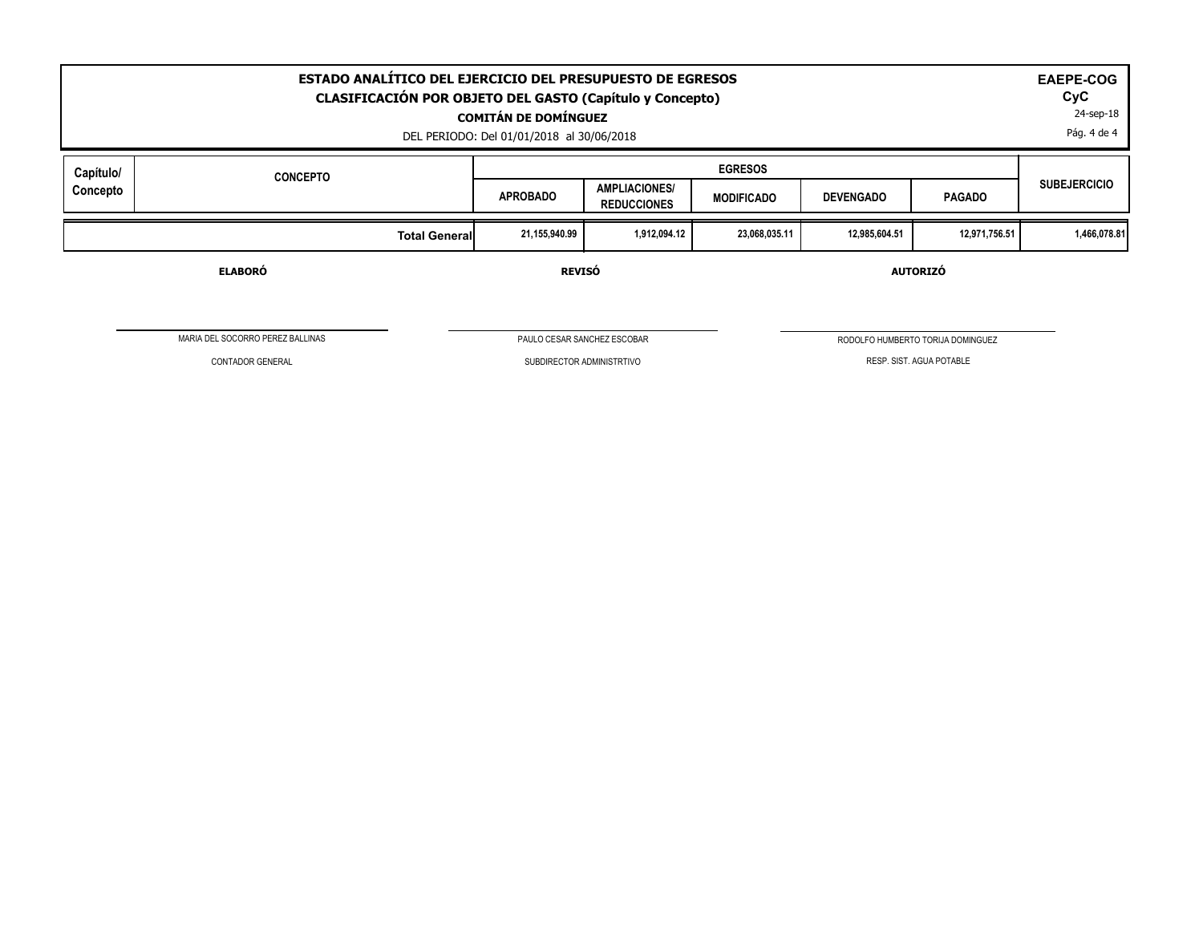# ESTADO ANALÍTICO DEL EJERCICIO DEL PRESUPUESTO DE EGRESOS

## CLASIFICACIÓN POR OBJETO DEL GASTO (Capítulo y Concepto)

**COMITÁN DE DOMÍNGUEZ**

DEL PERIODO: Del 01/01/2018 al 30/06/2018

**EAEPE-COG**
**CyC**
24-sep-18

| Capítulo/ Concepto | CONCEPTO | EGRESOS | | | | | SUBEJERCICIO |
|---|---|---|---|---|---|---|---|
| | | APROBADO | AMPLIACIONES/ REDUCCIONES | MODIFICADO | DEVENGADO | PAGADO | |
| | **Total General** | **21,155,940.99** | **1,912,094.12** | **23,068,035.11** | **12,985,604.51** | **12,971,756.51** | **1,466,078.81** |

| ELABORÓ | REVISÓ | AUTORIZÓ |
|---|---|---|
| MARIA DEL SOCORRO PEREZ BALLINAS | PAULO CESAR SANCHEZ ESCOBAR | RODOLFO HUMBERTO TORIJA DOMINGUEZ |
| CONTADOR GENERAL | SUBDIRECTOR ADMINISTRTIVO | RESP. SIST. AGUA POTABLE |